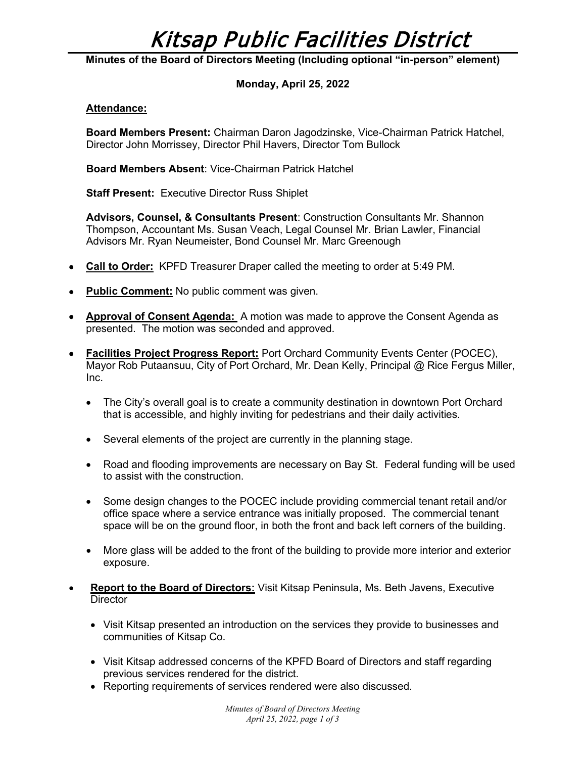# Kitsap Public Facilities District

**Minutes of the Board of Directors Meeting (Including optional "in-person" element)**

**Monday, April 25, 2022**

**Attendance:**

**Board Members Present:** Chairman Daron Jagodzinske, Vice-Chairman Patrick Hatchel, Director John Morrissey, Director Phil Havers, Director Tom Bullock

**Board Members Absent**: Vice-Chairman Patrick Hatchel

**Staff Present:** Executive Director Russ Shiplet

**Advisors, Counsel, & Consultants Present**: Construction Consultants Mr. Shannon Thompson, Accountant Ms. Susan Veach, Legal Counsel Mr. Brian Lawler, Financial Advisors Mr. Ryan Neumeister, Bond Counsel Mr. Marc Greenough

- **Call to Order:** KPFD Treasurer Draper called the meeting to order at 5:49 PM.
- **Public Comment:** No public comment was given.
- **Approval of Consent Agenda:** A motion was made to approve the Consent Agenda as presented. The motion was seconded and approved.
- **Facilities Project Progress Report:** Port Orchard Community Events Center (POCEC), Mayor Rob Putaansuu, City of Port Orchard, Mr. Dean Kelly, Principal @ Rice Fergus Miller, Inc.
  - The City's overall goal is to create a community destination in downtown Port Orchard that is accessible, and highly inviting for pedestrians and their daily activities.
  - Several elements of the project are currently in the planning stage.
  - Road and flooding improvements are necessary on Bay St. Federal funding will be used to assist with the construction.
  - Some design changes to the POCEC include providing commercial tenant retail and/or office space where a service entrance was initially proposed. The commercial tenant space will be on the ground floor, in both the front and back left corners of the building.
  - More glass will be added to the front of the building to provide more interior and exterior exposure.
- **Report to the Board of Directors:** Visit Kitsap Peninsula, Ms. Beth Javens, Executive Director
  - Visit Kitsap presented an introduction on the services they provide to businesses and communities of Kitsap Co.
  - Visit Kitsap addressed concerns of the KPFD Board of Directors and staff regarding previous services rendered for the district.
  - Reporting requirements of services rendered were also discussed.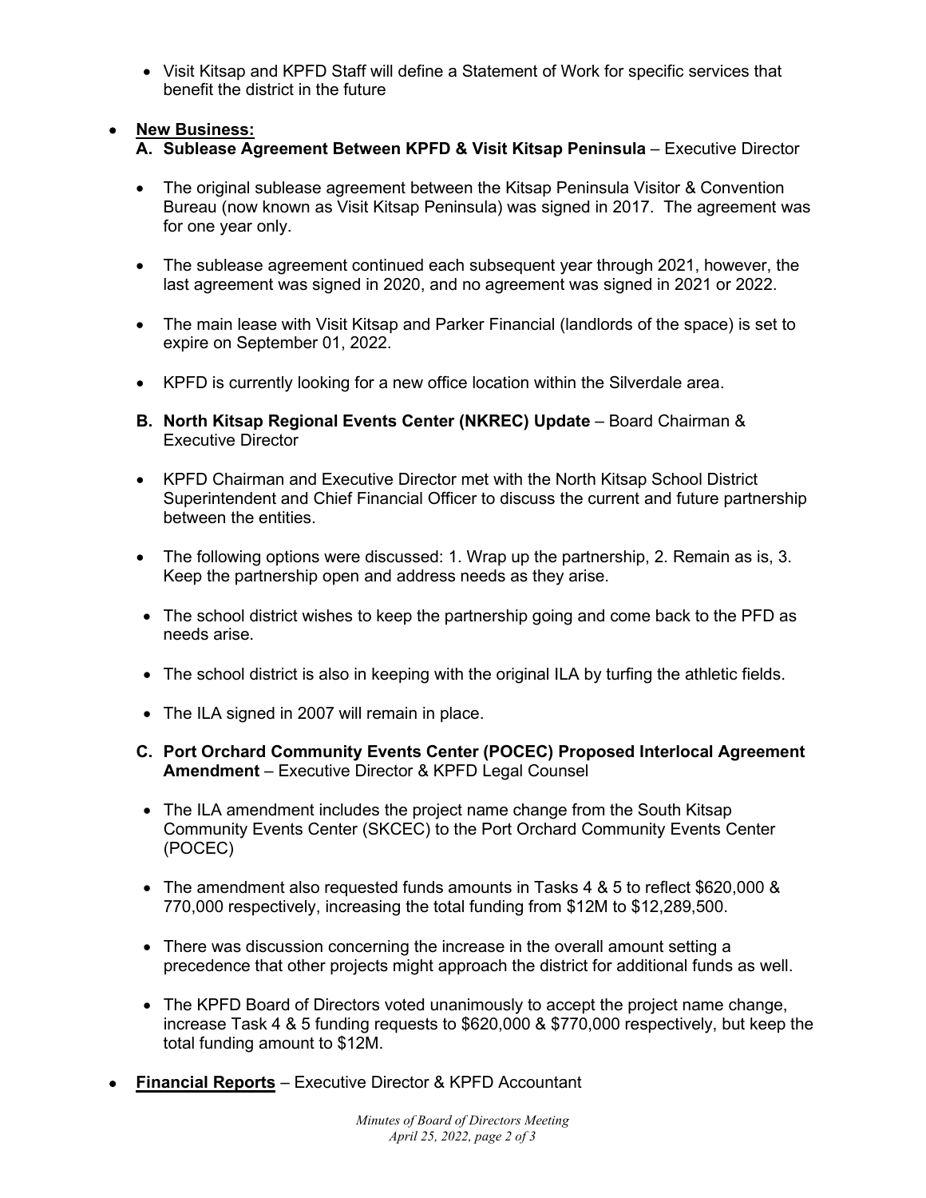- Visit Kitsap and KPFD Staff will define a Statement of Work for specific services that benefit the district in the future

- **New Business:**

  **A. Sublease Agreement Between KPFD & Visit Kitsap Peninsula** – Executive Director

  - The original sublease agreement between the Kitsap Peninsula Visitor & Convention Bureau (now known as Visit Kitsap Peninsula) was signed in 2017. The agreement was for one year only.
  - The sublease agreement continued each subsequent year through 2021, however, the last agreement was signed in 2020, and no agreement was signed in 2021 or 2022.
  - The main lease with Visit Kitsap and Parker Financial (landlords of the space) is set to expire on September 01, 2022.
  - KPFD is currently looking for a new office location within the Silverdale area.

  **B. North Kitsap Regional Events Center (NKREC) Update** – Board Chairman & Executive Director

  - KPFD Chairman and Executive Director met with the North Kitsap School District Superintendent and Chief Financial Officer to discuss the current and future partnership between the entities.
  - The following options were discussed: 1. Wrap up the partnership, 2. Remain as is, 3. Keep the partnership open and address needs as they arise.
  - The school district wishes to keep the partnership going and come back to the PFD as needs arise.
  - The school district is also in keeping with the original ILA by turfing the athletic fields.
  - The ILA signed in 2007 will remain in place.

  **C. Port Orchard Community Events Center (POCEC) Proposed Interlocal Agreement Amendment** – Executive Director & KPFD Legal Counsel

  - The ILA amendment includes the project name change from the South Kitsap Community Events Center (SKCEC) to the Port Orchard Community Events Center (POCEC)
  - The amendment also requested funds amounts in Tasks 4 & 5 to reflect $620,000 & 770,000 respectively, increasing the total funding from $12M to $12,289,500.
  - There was discussion concerning the increase in the overall amount setting a precedence that other projects might approach the district for additional funds as well.
  - The KPFD Board of Directors voted unanimously to accept the project name change, increase Task 4 & 5 funding requests to $620,000 & $770,000 respectively, but keep the total funding amount to $12M.

- **Financial Reports** – Executive Director & KPFD Accountant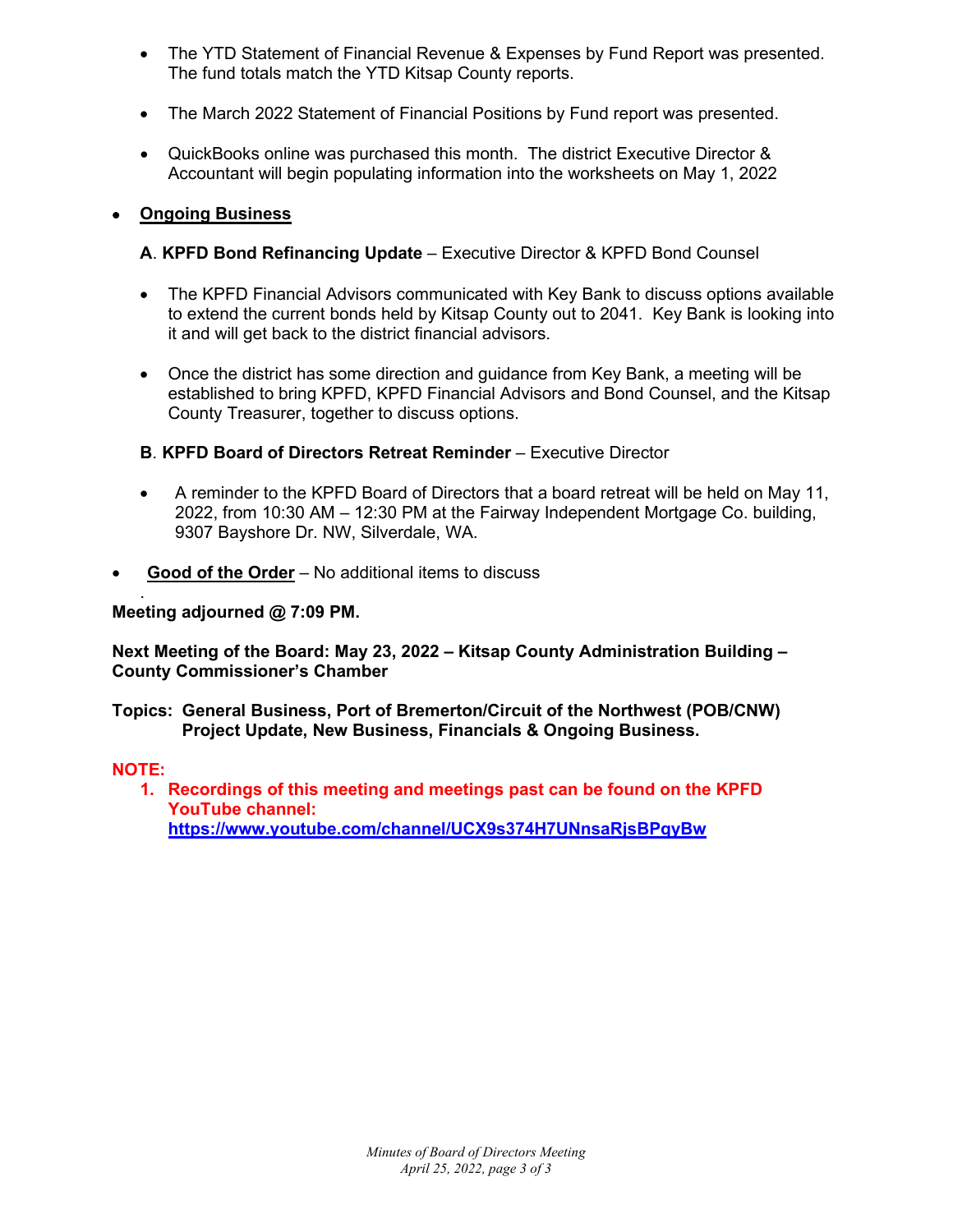- The YTD Statement of Financial Revenue & Expenses by Fund Report was presented. The fund totals match the YTD Kitsap County reports.

- The March 2022 Statement of Financial Positions by Fund report was presented.

- QuickBooks online was purchased this month. The district Executive Director & Accountant will begin populating information into the worksheets on May 1, 2022

- **Ongoing Business**

  **A**. **KPFD Bond Refinancing Update** – Executive Director & KPFD Bond Counsel

  - The KPFD Financial Advisors communicated with Key Bank to discuss options available to extend the current bonds held by Kitsap County out to 2041. Key Bank is looking into it and will get back to the district financial advisors.

  - Once the district has some direction and guidance from Key Bank, a meeting will be established to bring KPFD, KPFD Financial Advisors and Bond Counsel, and the Kitsap County Treasurer, together to discuss options.

  **B**. **KPFD Board of Directors Retreat Reminder** – Executive Director

  - A reminder to the KPFD Board of Directors that a board retreat will be held on May 11, 2022, from 10:30 AM – 12:30 PM at the Fairway Independent Mortgage Co. building, 9307 Bayshore Dr. NW, Silverdale, WA.

- **Good of the Order** – No additional items to discuss

**Meeting adjourned @ 7:09 PM.**

**Next Meeting of the Board: May 23, 2022 – Kitsap County Administration Building – County Commissioner's Chamber**

**Topics: General Business, Port of Bremerton/Circuit of the Northwest (POB/CNW) Project Update, New Business, Financials & Ongoing Business.**

**NOTE:**

1. **Recordings of this meeting and meetings past can be found on the KPFD YouTube channel: https://www.youtube.com/channel/UCX9s374H7UNnsaRjsBPqyBw**